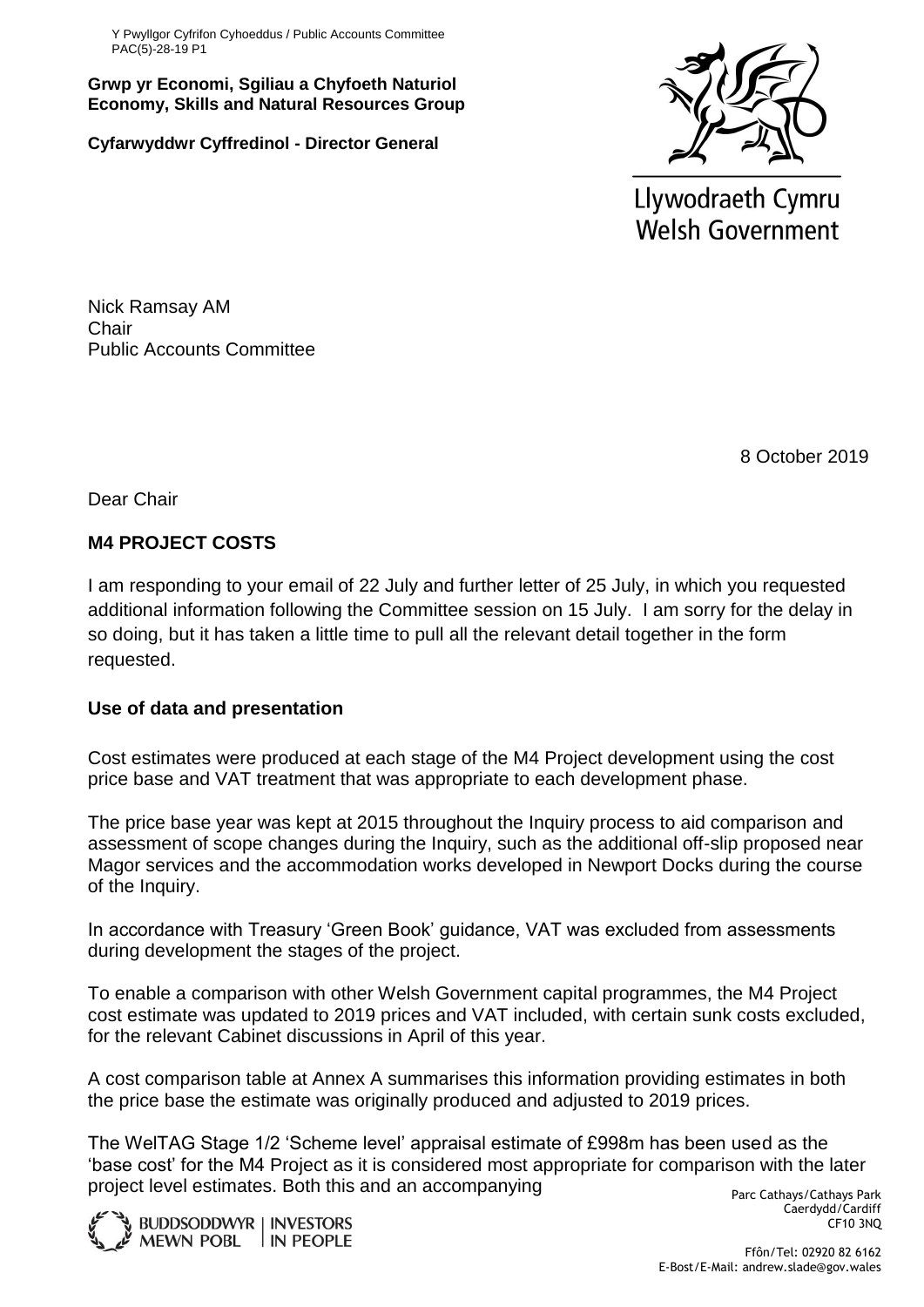Y Pwyllgor Cyfrifon Cyhoeddus / Public Accounts Committee
PAC(5)-28-19 P1

**Grwp yr Economi, Sgiliau a Chyfoeth Naturiol**
**Economy, Skills and Natural Resources Group**

**Cyfarwyddwr Cyffredinol - Director General**

Llywodraeth Cymru
Welsh Government

Nick Ramsay AM
Chair
Public Accounts Committee

8 October 2019

Dear Chair

**M4 PROJECT COSTS**

I am responding to your email of 22 July and further letter of 25 July, in which you requested additional information following the Committee session on 15 July. I am sorry for the delay in so doing, but it has taken a little time to pull all the relevant detail together in the form requested.

**Use of data and presentation**

Cost estimates were produced at each stage of the M4 Project development using the cost price base and VAT treatment that was appropriate to each development phase.

The price base year was kept at 2015 throughout the Inquiry process to aid comparison and assessment of scope changes during the Inquiry, such as the additional off-slip proposed near Magor services and the accommodation works developed in Newport Docks during the course of the Inquiry.

In accordance with Treasury 'Green Book' guidance, VAT was excluded from assessments during development the stages of the project.

To enable a comparison with other Welsh Government capital programmes, the M4 Project cost estimate was updated to 2019 prices and VAT included, with certain sunk costs excluded, for the relevant Cabinet discussions in April of this year.

A cost comparison table at Annex A summarises this information providing estimates in both the price base the estimate was originally produced and adjusted to 2019 prices.

The WelTAG Stage 1/2 'Scheme level' appraisal estimate of £998m has been used as the 'base cost' for the M4 Project as it is considered most appropriate for comparison with the later project level estimates. Both this and an accompanying

Parc Cathays/Cathays Park
Caerdydd/Cardiff
CF10 3NQ

Ffôn/Tel: 02920 82 6162
E-Bost/E-Mail: andrew.slade@gov.wales

BUDDSODDWYR MEWN POBL | INVESTORS IN PEOPLE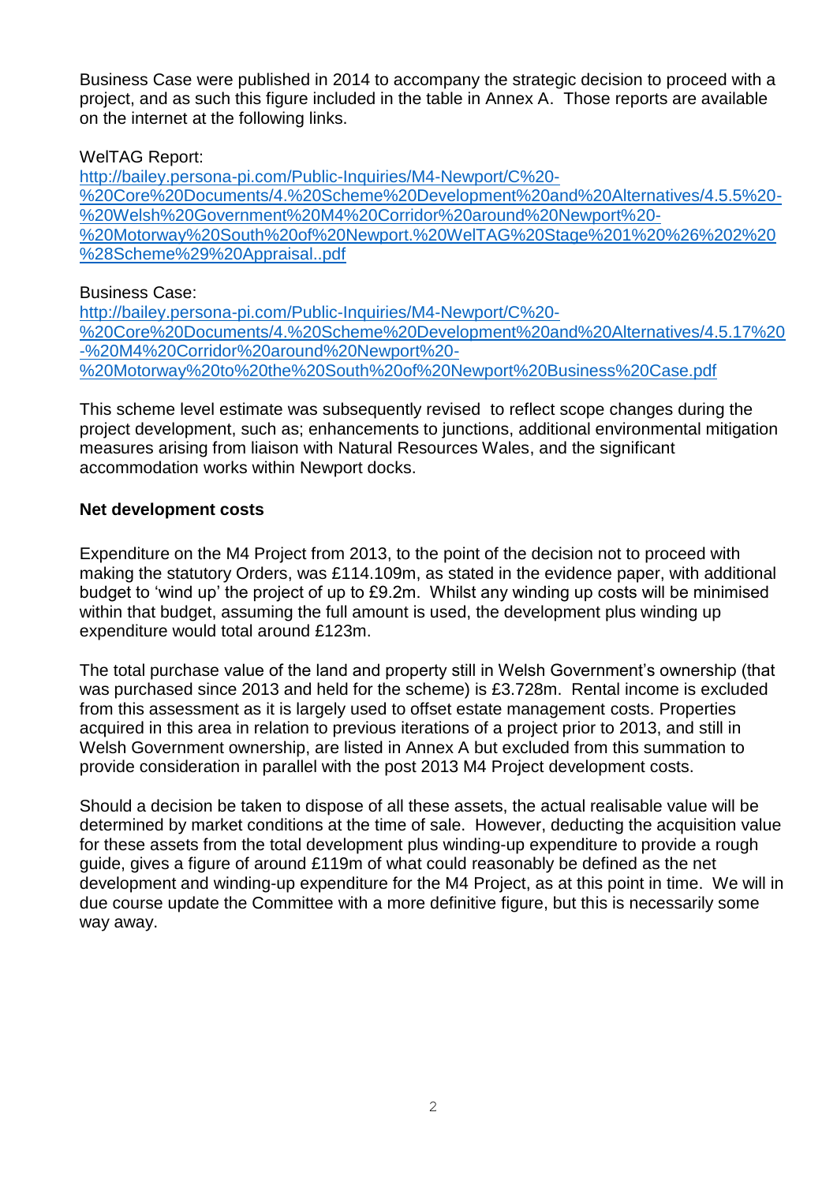Business Case were published in 2014 to accompany the strategic decision to proceed with a project, and as such this figure included in the table in Annex A. Those reports are available on the internet at the following links.

WelTAG Report:
[http://bailey.persona-pi.com/Public-Inquiries/M4-Newport/C%20-%20Core%20Documents/4.%20Scheme%20Development%20and%20Alternatives/4.5.5%20-%20Welsh%20Government%20M4%20Corridor%20around%20Newport%20-%20Motorway%20South%20of%20Newport.%20WelTAG%20Stage%201%20%26%202%20%28Scheme%29%20Appraisal..pdf](http://bailey.persona-pi.com/Public-Inquiries/M4-Newport/C%20-%20Core%20Documents/4.%20Scheme%20Development%20and%20Alternatives/4.5.5%20-%20Welsh%20Government%20M4%20Corridor%20around%20Newport%20-%20Motorway%20South%20of%20Newport.%20WelTAG%20Stage%201%20%26%202%20%28Scheme%29%20Appraisal..pdf)

Business Case:
[http://bailey.persona-pi.com/Public-Inquiries/M4-Newport/C%20-%20Core%20Documents/4.%20Scheme%20Development%20and%20Alternatives/4.5.17%20-%20M4%20Corridor%20around%20Newport%20-%20Motorway%20to%20the%20South%20of%20Newport%20Business%20Case.pdf](http://bailey.persona-pi.com/Public-Inquiries/M4-Newport/C%20-%20Core%20Documents/4.%20Scheme%20Development%20and%20Alternatives/4.5.17%20-%20M4%20Corridor%20around%20Newport%20-%20Motorway%20to%20the%20South%20of%20Newport%20Business%20Case.pdf)

This scheme level estimate was subsequently revised to reflect scope changes during the project development, such as; enhancements to junctions, additional environmental mitigation measures arising from liaison with Natural Resources Wales, and the significant accommodation works within Newport docks.

**Net development costs**

Expenditure on the M4 Project from 2013, to the point of the decision not to proceed with making the statutory Orders, was £114.109m, as stated in the evidence paper, with additional budget to 'wind up' the project of up to £9.2m. Whilst any winding up costs will be minimised within that budget, assuming the full amount is used, the development plus winding up expenditure would total around £123m.

The total purchase value of the land and property still in Welsh Government's ownership (that was purchased since 2013 and held for the scheme) is £3.728m. Rental income is excluded from this assessment as it is largely used to offset estate management costs. Properties acquired in this area in relation to previous iterations of a project prior to 2013, and still in Welsh Government ownership, are listed in Annex A but excluded from this summation to provide consideration in parallel with the post 2013 M4 Project development costs.

Should a decision be taken to dispose of all these assets, the actual realisable value will be determined by market conditions at the time of sale. However, deducting the acquisition value for these assets from the total development plus winding-up expenditure to provide a rough guide, gives a figure of around £119m of what could reasonably be defined as the net development and winding-up expenditure for the M4 Project, as at this point in time. We will in due course update the Committee with a more definitive figure, but this is necessarily some way away.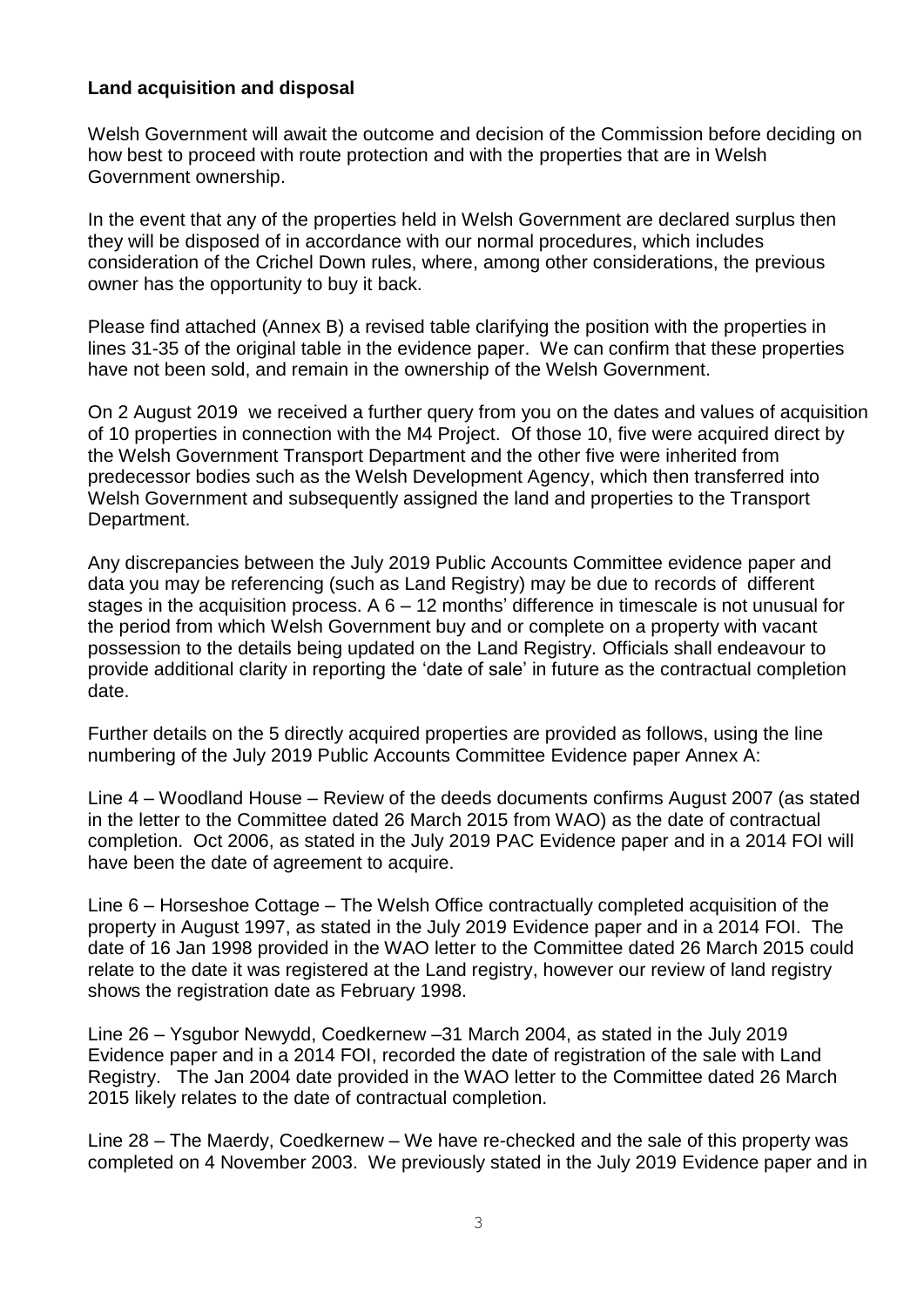**Land acquisition and disposal**

Welsh Government will await the outcome and decision of the Commission before deciding on how best to proceed with route protection and with the properties that are in Welsh Government ownership.

In the event that any of the properties held in Welsh Government are declared surplus then they will be disposed of in accordance with our normal procedures, which includes consideration of the Crichel Down rules, where, among other considerations, the previous owner has the opportunity to buy it back.

Please find attached (Annex B) a revised table clarifying the position with the properties in lines 31-35 of the original table in the evidence paper. We can confirm that these properties have not been sold, and remain in the ownership of the Welsh Government.

On 2 August 2019 we received a further query from you on the dates and values of acquisition of 10 properties in connection with the M4 Project. Of those 10, five were acquired direct by the Welsh Government Transport Department and the other five were inherited from predecessor bodies such as the Welsh Development Agency, which then transferred into Welsh Government and subsequently assigned the land and properties to the Transport Department.

Any discrepancies between the July 2019 Public Accounts Committee evidence paper and data you may be referencing (such as Land Registry) may be due to records of different stages in the acquisition process. A 6 – 12 months' difference in timescale is not unusual for the period from which Welsh Government buy and or complete on a property with vacant possession to the details being updated on the Land Registry. Officials shall endeavour to provide additional clarity in reporting the 'date of sale' in future as the contractual completion date.

Further details on the 5 directly acquired properties are provided as follows, using the line numbering of the July 2019 Public Accounts Committee Evidence paper Annex A:

Line 4 – Woodland House – Review of the deeds documents confirms August 2007 (as stated in the letter to the Committee dated 26 March 2015 from WAO) as the date of contractual completion. Oct 2006, as stated in the July 2019 PAC Evidence paper and in a 2014 FOI will have been the date of agreement to acquire.

Line 6 – Horseshoe Cottage – The Welsh Office contractually completed acquisition of the property in August 1997, as stated in the July 2019 Evidence paper and in a 2014 FOI. The date of 16 Jan 1998 provided in the WAO letter to the Committee dated 26 March 2015 could relate to the date it was registered at the Land registry, however our review of land registry shows the registration date as February 1998.

Line 26 – Ysgubor Newydd, Coedkernew –31 March 2004, as stated in the July 2019 Evidence paper and in a 2014 FOI, recorded the date of registration of the sale with Land Registry. The Jan 2004 date provided in the WAO letter to the Committee dated 26 March 2015 likely relates to the date of contractual completion.

Line 28 – The Maerdy, Coedkernew – We have re-checked and the sale of this property was completed on 4 November 2003. We previously stated in the July 2019 Evidence paper and in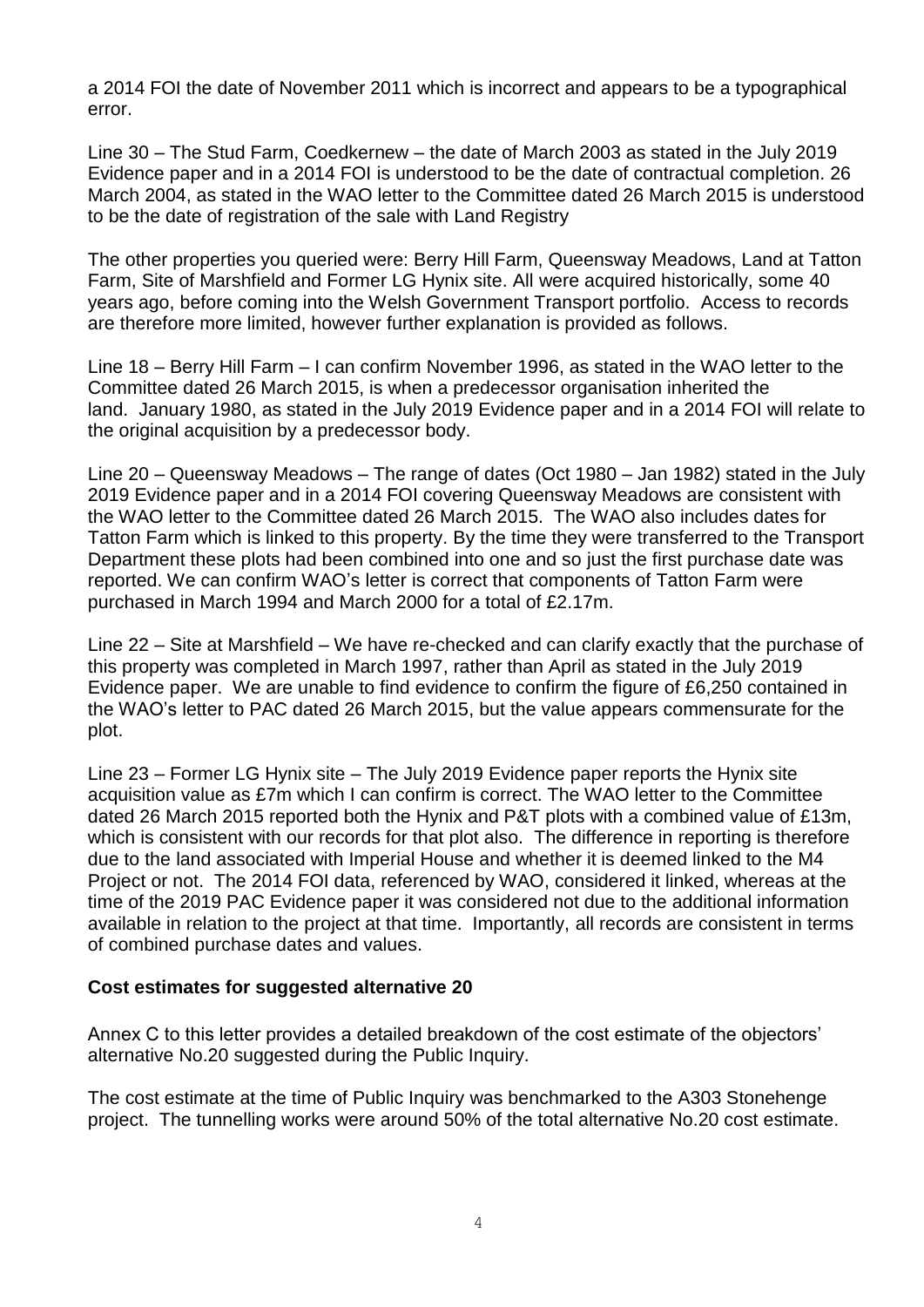a 2014 FOI the date of November 2011 which is incorrect and appears to be a typographical error.

Line 30 – The Stud Farm, Coedkernew – the date of March 2003 as stated in the July 2019 Evidence paper and in a 2014 FOI is understood to be the date of contractual completion. 26 March 2004, as stated in the WAO letter to the Committee dated 26 March 2015 is understood to be the date of registration of the sale with Land Registry

The other properties you queried were: Berry Hill Farm, Queensway Meadows, Land at Tatton Farm, Site of Marshfield and Former LG Hynix site. All were acquired historically, some 40 years ago, before coming into the Welsh Government Transport portfolio. Access to records are therefore more limited, however further explanation is provided as follows.

Line 18 – Berry Hill Farm – I can confirm November 1996, as stated in the WAO letter to the Committee dated 26 March 2015, is when a predecessor organisation inherited the land. January 1980, as stated in the July 2019 Evidence paper and in a 2014 FOI will relate to the original acquisition by a predecessor body.

Line 20 – Queensway Meadows – The range of dates (Oct 1980 – Jan 1982) stated in the July 2019 Evidence paper and in a 2014 FOI covering Queensway Meadows are consistent with the WAO letter to the Committee dated 26 March 2015. The WAO also includes dates for Tatton Farm which is linked to this property. By the time they were transferred to the Transport Department these plots had been combined into one and so just the first purchase date was reported. We can confirm WAO's letter is correct that components of Tatton Farm were purchased in March 1994 and March 2000 for a total of £2.17m.

Line 22 – Site at Marshfield – We have re-checked and can clarify exactly that the purchase of this property was completed in March 1997, rather than April as stated in the July 2019 Evidence paper. We are unable to find evidence to confirm the figure of £6,250 contained in the WAO's letter to PAC dated 26 March 2015, but the value appears commensurate for the plot.

Line 23 – Former LG Hynix site – The July 2019 Evidence paper reports the Hynix site acquisition value as £7m which I can confirm is correct. The WAO letter to the Committee dated 26 March 2015 reported both the Hynix and P&T plots with a combined value of £13m, which is consistent with our records for that plot also. The difference in reporting is therefore due to the land associated with Imperial House and whether it is deemed linked to the M4 Project or not. The 2014 FOI data, referenced by WAO, considered it linked, whereas at the time of the 2019 PAC Evidence paper it was considered not due to the additional information available in relation to the project at that time. Importantly, all records are consistent in terms of combined purchase dates and values.

**Cost estimates for suggested alternative 20**

Annex C to this letter provides a detailed breakdown of the cost estimate of the objectors' alternative No.20 suggested during the Public Inquiry.

The cost estimate at the time of Public Inquiry was benchmarked to the A303 Stonehenge project. The tunnelling works were around 50% of the total alternative No.20 cost estimate.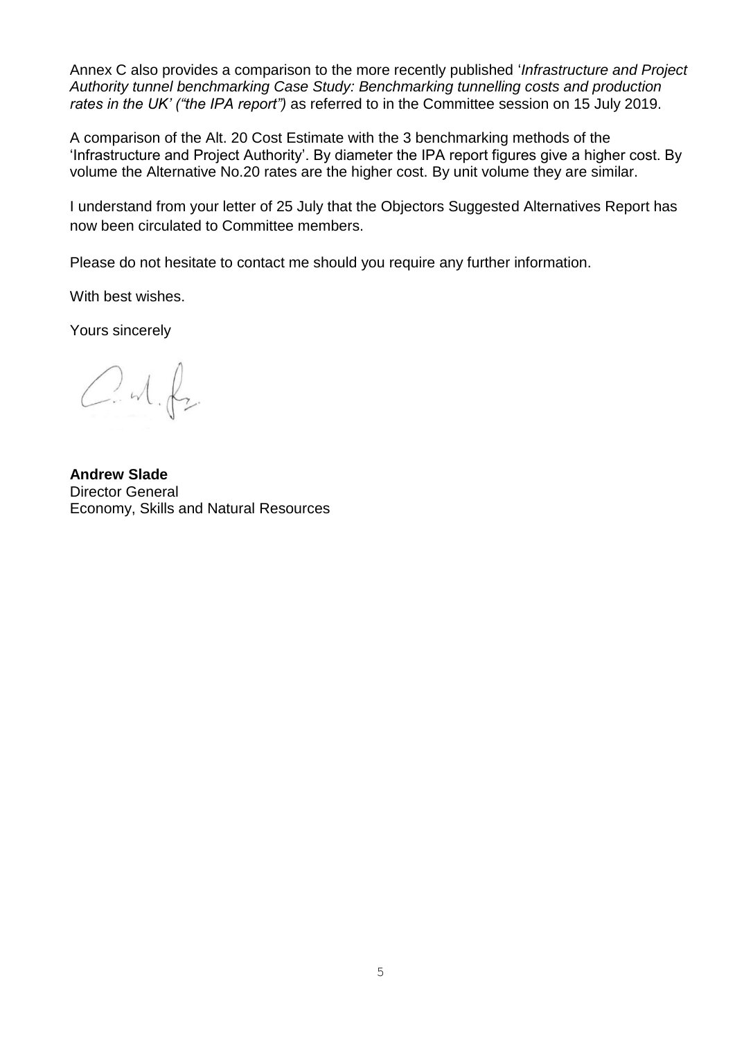Annex C also provides a comparison to the more recently published '*Infrastructure and Project Authority tunnel benchmarking Case Study: Benchmarking tunnelling costs and production rates in the UK' ("the IPA report")* as referred to in the Committee session on 15 July 2019.

A comparison of the Alt. 20 Cost Estimate with the 3 benchmarking methods of the 'Infrastructure and Project Authority'. By diameter the IPA report figures give a higher cost. By volume the Alternative No.20 rates are the higher cost. By unit volume they are similar.

I understand from your letter of 25 July that the Objectors Suggested Alternatives Report has now been circulated to Committee members.

Please do not hesitate to contact me should you require any further information.

With best wishes.

Yours sincerely

**Andrew Slade**
Director General
Economy, Skills and Natural Resources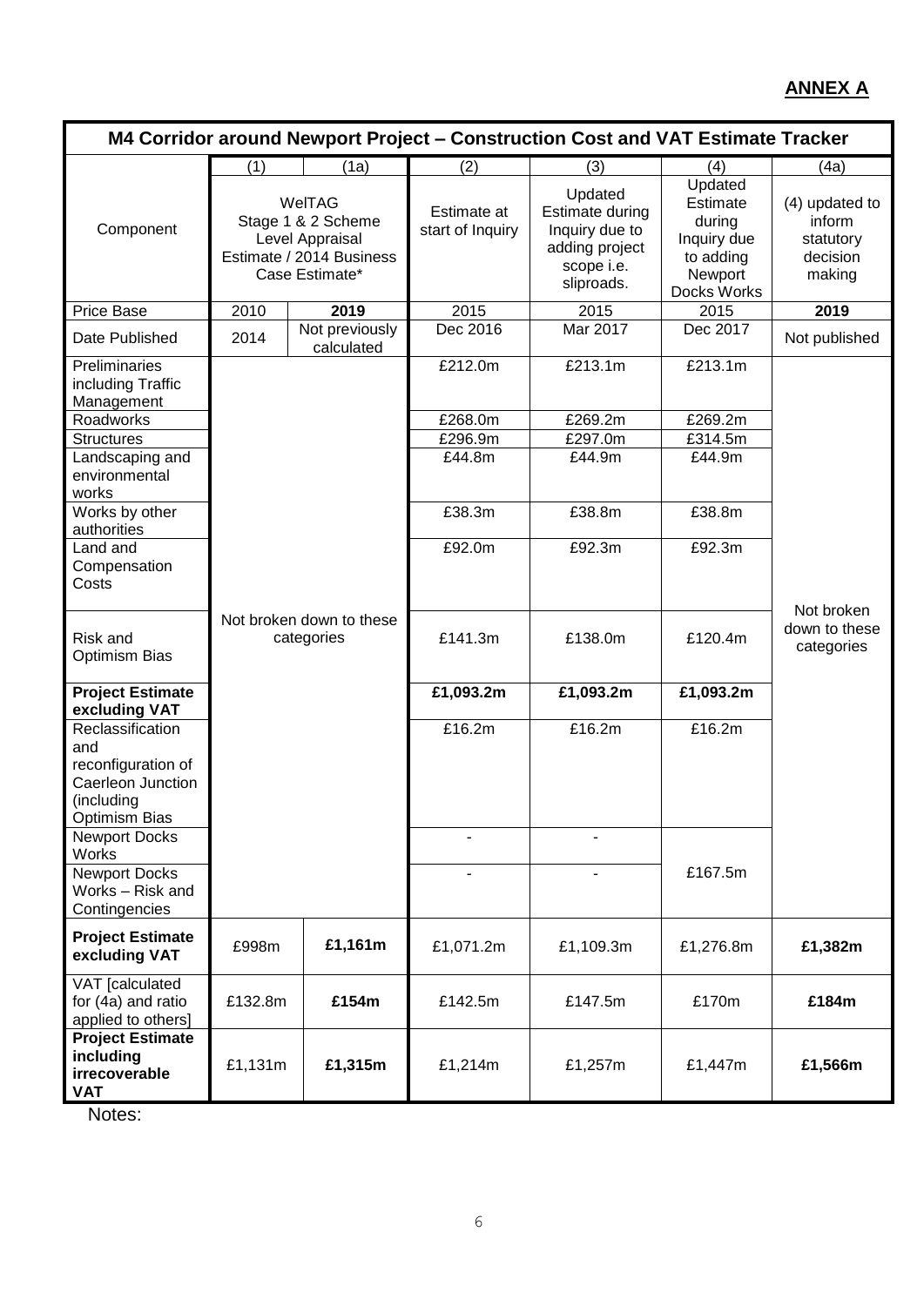**ANNEX A**

| M4 Corridor around Newport Project – Construction Cost and VAT Estimate Tracker | | | | | | |
|---|---|---|---|---|---|---|
| | (1) | (1a) | (2) | (3) | (4) | (4a) |
| Component | WelTAG Stage 1 & 2 Scheme Level Appraisal Estimate / 2014 Business Case Estimate* | | Estimate at start of Inquiry | Updated Estimate during Inquiry due to adding project scope i.e. sliproads. | Updated Estimate during Inquiry due to adding Newport Docks Works | (4) updated to inform statutory decision making |
| Price Base | 2010 | **2019** | 2015 | 2015 | 2015 | **2019** |
| Date Published | 2014 | Not previously calculated | Dec 2016 | Mar 2017 | Dec 2017 | Not published |
| Preliminaries including Traffic Management | Not broken down to these categories | | £212.0m | £213.1m | £213.1m | Not broken down to these categories |
| Roadworks | | | £268.0m | £269.2m | £269.2m | |
| Structures | | | £296.9m | £297.0m | £314.5m | |
| Landscaping and environmental works | | | £44.8m | £44.9m | £44.9m | |
| Works by other authorities | | | £38.3m | £38.8m | £38.8m | |
| Land and Compensation Costs | | | £92.0m | £92.3m | £92.3m | |
| Risk and Optimism Bias | | | £141.3m | £138.0m | £120.4m | |
| **Project Estimate excluding VAT** | | | **£1,093.2m** | **£1,093.2m** | **£1,093.2m** | |
| Reclassification and reconfiguration of Caerleon Junction (including Optimism Bias | | | £16.2m | £16.2m | £16.2m | |
| Newport Docks Works | | | - | - | £167.5m | |
| Newport Docks Works – Risk and Contingencies | | | - | - | | |
| **Project Estimate excluding VAT** | £998m | **£1,161m** | £1,071.2m | £1,109.3m | £1,276.8m | **£1,382m** |
| VAT [calculated for (4a) and ratio applied to others] | £132.8m | **£154m** | £142.5m | £147.5m | £170m | **£184m** |
| **Project Estimate including irrecoverable VAT** | £1,131m | **£1,315m** | £1,214m | £1,257m | £1,447m | **£1,566m** |

Notes: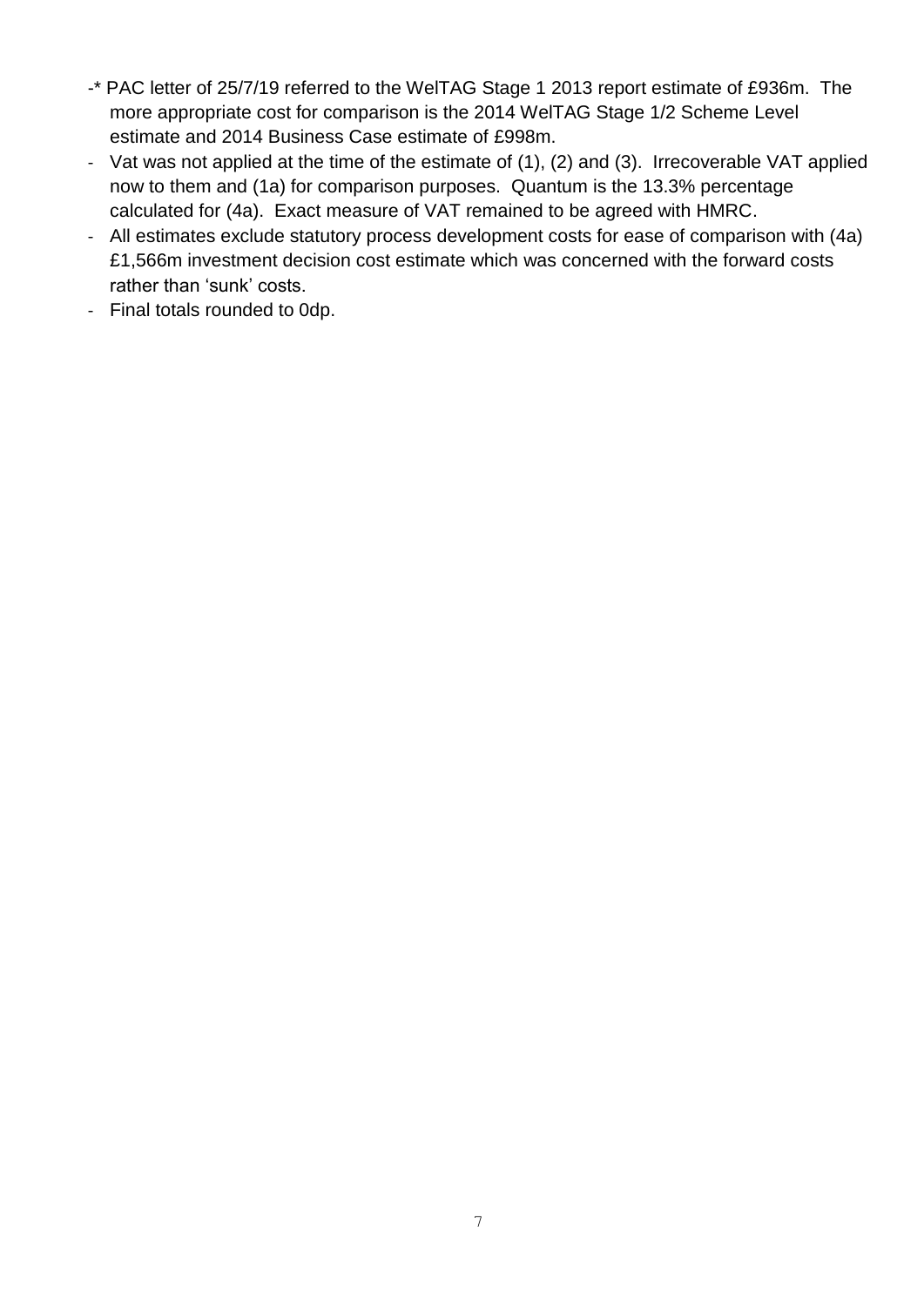- * PAC letter of 25/7/19 referred to the WelTAG Stage 1 2013 report estimate of £936m. The more appropriate cost for comparison is the 2014 WelTAG Stage 1/2 Scheme Level estimate and 2014 Business Case estimate of £998m.
- Vat was not applied at the time of the estimate of (1), (2) and (3). Irrecoverable VAT applied now to them and (1a) for comparison purposes. Quantum is the 13.3% percentage calculated for (4a). Exact measure of VAT remained to be agreed with HMRC.
- All estimates exclude statutory process development costs for ease of comparison with (4a) £1,566m investment decision cost estimate which was concerned with the forward costs rather than 'sunk' costs.
- Final totals rounded to 0dp.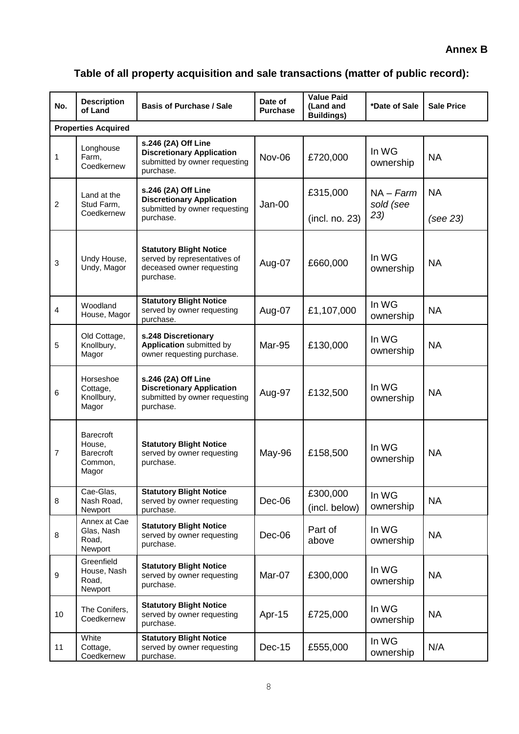**Annex B**

## Table of all property acquisition and sale transactions (matter of public record):

| No. | Description of Land | Basis of Purchase / Sale | Date of Purchase | Value Paid (Land and Buildings) | *Date of Sale | Sale Price |
|---|---|---|---|---|---|---|
| **Properties Acquired** | | | | | | |
| 1 | Longhouse Farm, Coedkernew | **s.246 (2A) Off Line Discretionary Application** submitted by owner requesting purchase. | Nov-06 | £720,000 | In WG ownership | NA |
| 2 | Land at the Stud Farm, Coedkernew | **s.246 (2A) Off Line Discretionary Application** submitted by owner requesting purchase. | Jan-00 | £315,000 (incl. no. 23) | NA – *Farm sold (see 23)* | NA *(see 23)* |
| 3 | Undy House, Undy, Magor | **Statutory Blight Notice** served by representatives of deceased owner requesting purchase. | Aug-07 | £660,000 | In WG ownership | NA |
| 4 | Woodland House, Magor | **Statutory Blight Notice** served by owner requesting purchase. | Aug-07 | £1,107,000 | In WG ownership | NA |
| 5 | Old Cottage, Knollbury, Magor | **s.248 Discretionary Application** submitted by owner requesting purchase. | Mar-95 | £130,000 | In WG ownership | NA |
| 6 | Horseshoe Cottage, Knollbury, Magor | **s.246 (2A) Off Line Discretionary Application** submitted by owner requesting purchase. | Aug-97 | £132,500 | In WG ownership | NA |
| 7 | Barecroft House, Barecroft Common, Magor | **Statutory Blight Notice** served by owner requesting purchase. | May-96 | £158,500 | In WG ownership | NA |
| 8 | Cae-Glas, Nash Road, Newport | **Statutory Blight Notice** served by owner requesting purchase. | Dec-06 | £300,000 (incl. below) | In WG ownership | NA |
| 8 | Annex at Cae Glas, Nash Road, Newport | **Statutory Blight Notice** served by owner requesting purchase. | Dec-06 | Part of above | In WG ownership | NA |
| 9 | Greenfield House, Nash Road, Newport | **Statutory Blight Notice** served by owner requesting purchase. | Mar-07 | £300,000 | In WG ownership | NA |
| 10 | The Conifers, Coedkernew | **Statutory Blight Notice** served by owner requesting purchase. | Apr-15 | £725,000 | In WG ownership | NA |
| 11 | White Cottage, Coedkernew | **Statutory Blight Notice** served by owner requesting purchase. | Dec-15 | £555,000 | In WG ownership | N/A |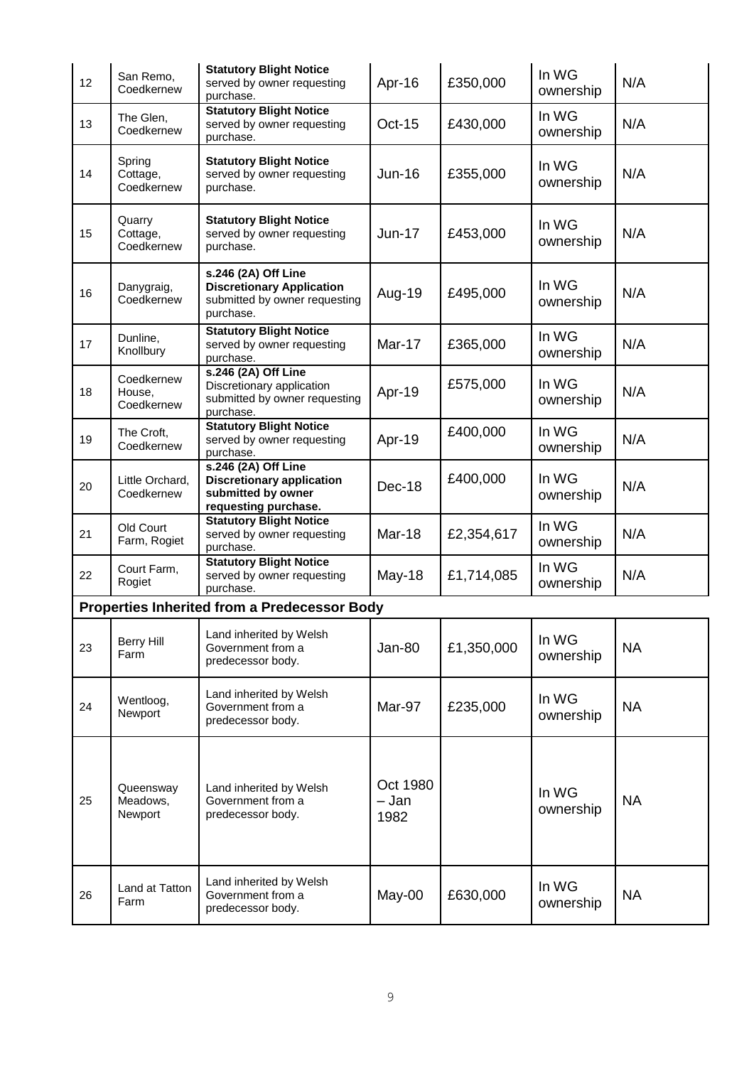| 12 | San Remo, Coedkernew | **Statutory Blight Notice** served by owner requesting purchase. | Apr-16 | £350,000 | In WG ownership | N/A |
|---|---|---|---|---|---|---|
| 13 | The Glen, Coedkernew | **Statutory Blight Notice** served by owner requesting purchase. | Oct-15 | £430,000 | In WG ownership | N/A |
| 14 | Spring Cottage, Coedkernew | **Statutory Blight Notice** served by owner requesting purchase. | Jun-16 | £355,000 | In WG ownership | N/A |
| 15 | Quarry Cottage, Coedkernew | **Statutory Blight Notice** served by owner requesting purchase. | Jun-17 | £453,000 | In WG ownership | N/A |
| 16 | Danygraig, Coedkernew | **s.246 (2A) Off Line Discretionary Application** submitted by owner requesting purchase. | Aug-19 | £495,000 | In WG ownership | N/A |
| 17 | Dunline, Knollbury | **Statutory Blight Notice** served by owner requesting purchase. | Mar-17 | £365,000 | In WG ownership | N/A |
| 18 | Coedkernew House, Coedkernew | **s.246 (2A) Off Line** Discretionary application submitted by owner requesting purchase. | Apr-19 | £575,000 | In WG ownership | N/A |
| 19 | The Croft, Coedkernew | **Statutory Blight Notice** served by owner requesting purchase. | Apr-19 | £400,000 | In WG ownership | N/A |
| 20 | Little Orchard, Coedkernew | **s.246 (2A) Off Line Discretionary application submitted by owner requesting purchase.** | Dec-18 | £400,000 | In WG ownership | N/A |
| 21 | Old Court Farm, Rogiet | **Statutory Blight Notice** served by owner requesting purchase. | Mar-18 | £2,354,617 | In WG ownership | N/A |
| 22 | Court Farm, Rogiet | **Statutory Blight Notice** served by owner requesting purchase. | May-18 | £1,714,085 | In WG ownership | N/A |
| **Properties Inherited from a Predecessor Body** | | | | | | |
| 23 | Berry Hill Farm | Land inherited by Welsh Government from a predecessor body. | Jan-80 | £1,350,000 | In WG ownership | NA |
| 24 | Wentloog, Newport | Land inherited by Welsh Government from a predecessor body. | Mar-97 | £235,000 | In WG ownership | NA |
| 25 | Queensway Meadows, Newport | Land inherited by Welsh Government from a predecessor body. | Oct 1980 – Jan 1982 | | In WG ownership | NA |
| 26 | Land at Tatton Farm | Land inherited by Welsh Government from a predecessor body. | May-00 | £630,000 | In WG ownership | NA |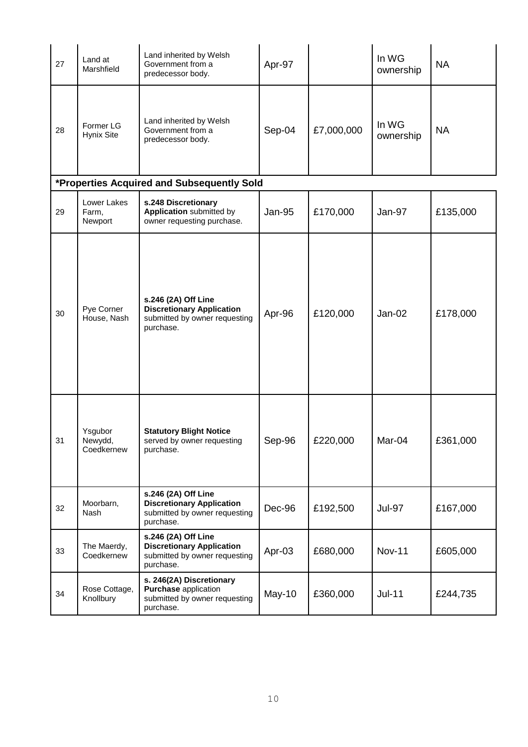| 27 | Land at Marshfield | Land inherited by Welsh Government from a predecessor body. | Apr-97 | | In WG ownership | NA |
|---|---|---|---|---|---|---|
| 28 | Former LG Hynix Site | Land inherited by Welsh Government from a predecessor body. | Sep-04 | £7,000,000 | In WG ownership | NA |

***Properties Acquired and Subsequently Sold**

| 29 | Lower Lakes Farm, Newport | **s.248 Discretionary Application** submitted by owner requesting purchase. | Jan-95 | £170,000 | Jan-97 | £135,000 |
|---|---|---|---|---|---|---|
| 30 | Pye Corner House, Nash | **s.246 (2A) Off Line Discretionary Application** submitted by owner requesting purchase. | Apr-96 | £120,000 | Jan-02 | £178,000 |
| 31 | Ysgubor Newydd, Coedkernew | **Statutory Blight Notice** served by owner requesting purchase. | Sep-96 | £220,000 | Mar-04 | £361,000 |
| 32 | Moorbarn, Nash | **s.246 (2A) Off Line Discretionary Application** submitted by owner requesting purchase. | Dec-96 | £192,500 | Jul-97 | £167,000 |
| 33 | The Maerdy, Coedkernew | **s.246 (2A) Off Line Discretionary Application** submitted by owner requesting purchase. | Apr-03 | £680,000 | Nov-11 | £605,000 |
| 34 | Rose Cottage, Knollbury | **s. 246(2A) Discretionary Purchase** application submitted by owner requesting purchase. | May-10 | £360,000 | Jul-11 | £244,735 |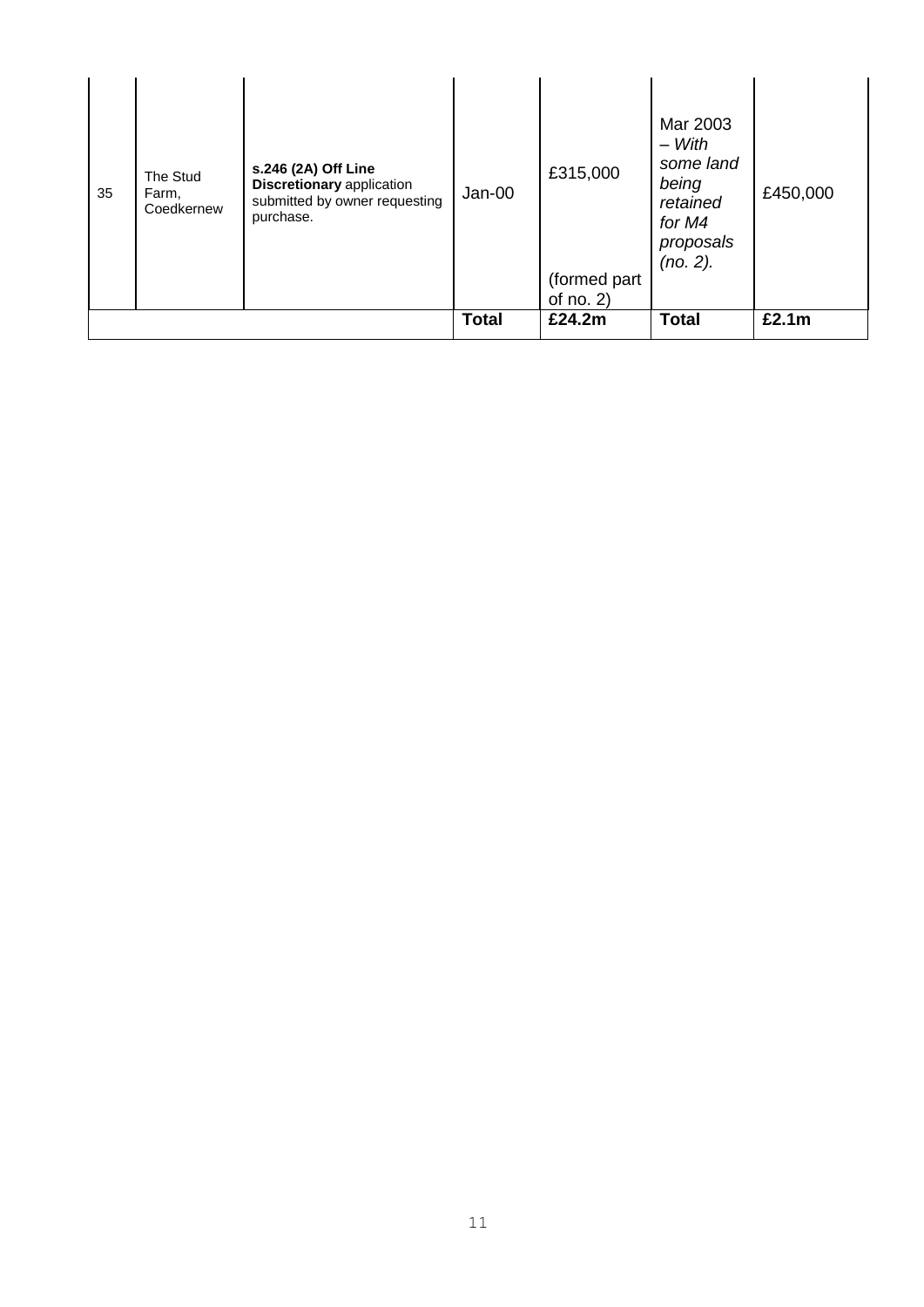| | | | | | | |
|---|---|---|---|---|---|---|
| 35 | The Stud Farm, Coedkernew | **s.246 (2A) Off Line Discretionary** application submitted by owner requesting purchase. | Jan-00 | £315,000 (formed part of no. 2) | Mar 2003 – *With some land being retained for M4 proposals (no. 2).* | £450,000 |
| | | | **Total** | **£24.2m** | **Total** | **£2.1m** |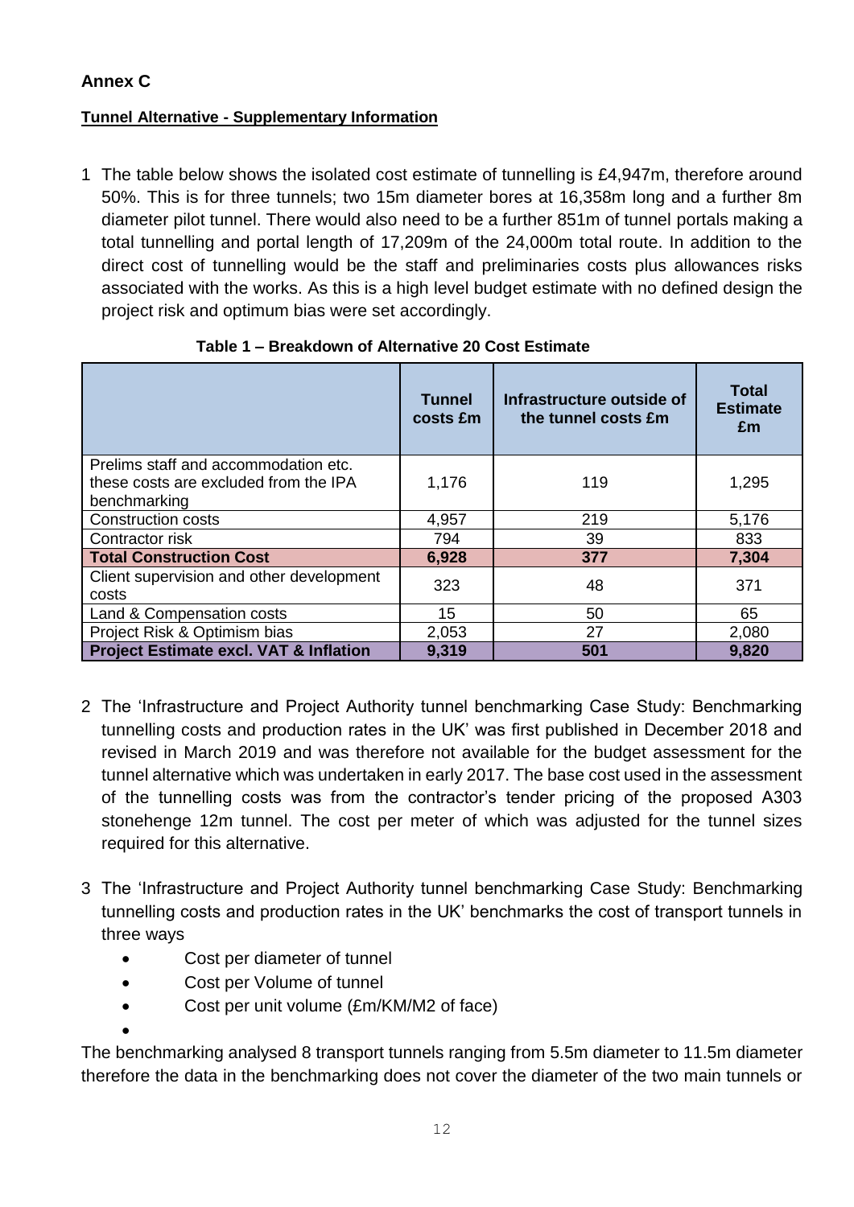## Annex C

### Tunnel Alternative - Supplementary Information

1 The table below shows the isolated cost estimate of tunnelling is £4,947m, therefore around 50%. This is for three tunnels; two 15m diameter bores at 16,358m long and a further 8m diameter pilot tunnel. There would also need to be a further 851m of tunnel portals making a total tunnelling and portal length of 17,209m of the 24,000m total route. In addition to the direct cost of tunnelling would be the staff and preliminaries costs plus allowances risks associated with the works. As this is a high level budget estimate with no defined design the project risk and optimum bias were set accordingly.

**Table 1 – Breakdown of Alternative 20 Cost Estimate**

| | Tunnel costs £m | Infrastructure outside of the tunnel costs £m | Total Estimate £m |
|---|---|---|---|
| Prelims staff and accommodation etc. these costs are excluded from the IPA benchmarking | 1,176 | 119 | 1,295 |
| Construction costs | 4,957 | 219 | 5,176 |
| Contractor risk | 794 | 39 | 833 |
| **Total Construction Cost** | **6,928** | **377** | **7,304** |
| Client supervision and other development costs | 323 | 48 | 371 |
| Land & Compensation costs | 15 | 50 | 65 |
| Project Risk & Optimism bias | 2,053 | 27 | 2,080 |
| **Project Estimate excl. VAT & Inflation** | **9,319** | **501** | **9,820** |

2 The 'Infrastructure and Project Authority tunnel benchmarking Case Study: Benchmarking tunnelling costs and production rates in the UK' was first published in December 2018 and revised in March 2019 and was therefore not available for the budget assessment for the tunnel alternative which was undertaken in early 2017. The base cost used in the assessment of the tunnelling costs was from the contractor's tender pricing of the proposed A303 stonehenge 12m tunnel. The cost per meter of which was adjusted for the tunnel sizes required for this alternative.

3 The 'Infrastructure and Project Authority tunnel benchmarking Case Study: Benchmarking tunnelling costs and production rates in the UK' benchmarks the cost of transport tunnels in three ways

- Cost per diameter of tunnel
- Cost per Volume of tunnel
- Cost per unit volume (£m/KM/M2 of face)

The benchmarking analysed 8 transport tunnels ranging from 5.5m diameter to 11.5m diameter therefore the data in the benchmarking does not cover the diameter of the two main tunnels or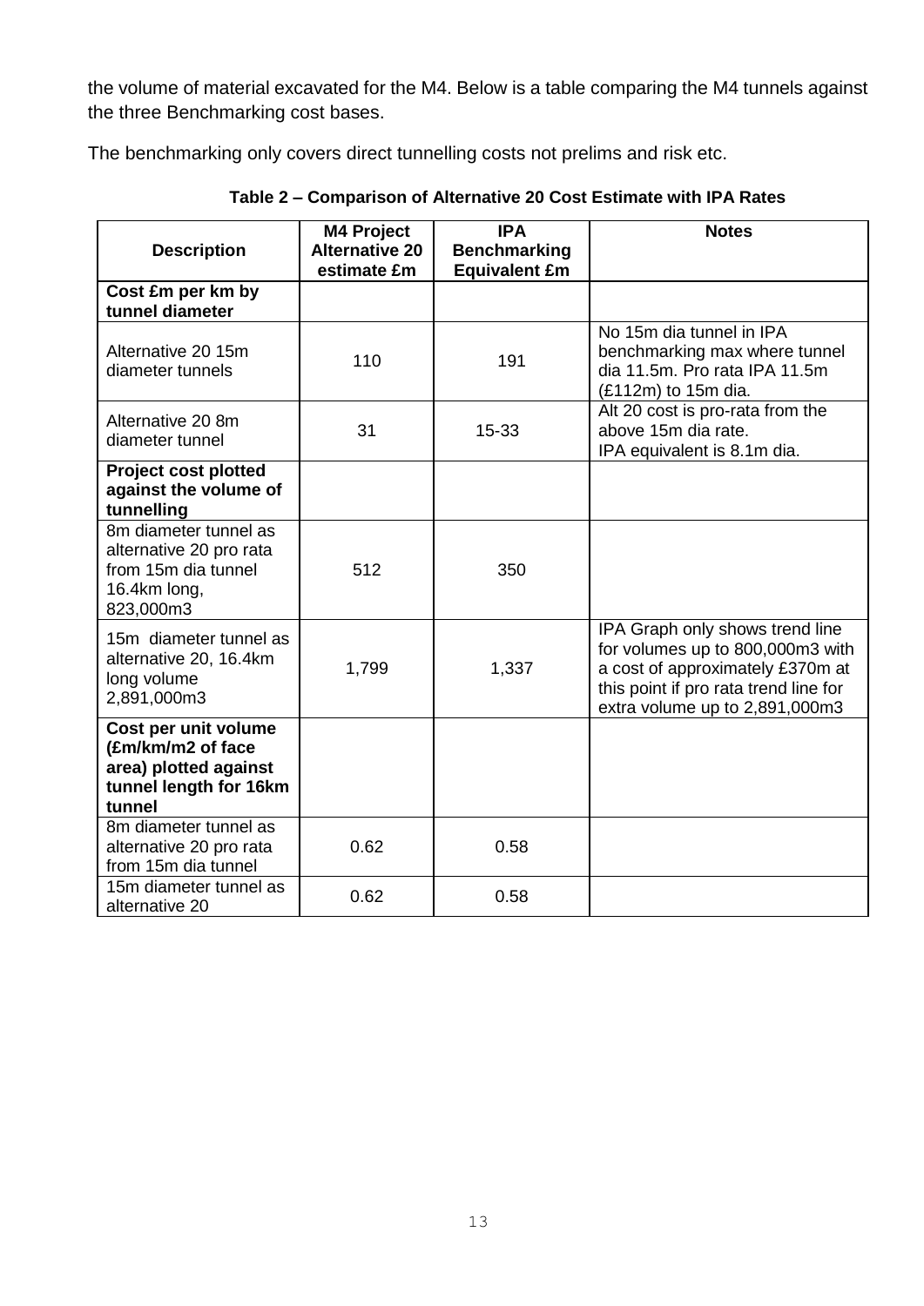the volume of material excavated for the M4. Below is a table comparing the M4 tunnels against the three Benchmarking cost bases.

The benchmarking only covers direct tunnelling costs not prelims and risk etc.

**Table 2 – Comparison of Alternative 20 Cost Estimate with IPA Rates**

| Description | M4 Project Alternative 20 estimate £m | IPA Benchmarking Equivalent £m | Notes |
|---|---|---|---|
| **Cost £m per km by tunnel diameter** | | | |
| Alternative 20 15m diameter tunnels | 110 | 191 | No 15m dia tunnel in IPA benchmarking max where tunnel dia 11.5m. Pro rata IPA 11.5m (£112m) to 15m dia. |
| Alternative 20 8m diameter tunnel | 31 | 15-33 | Alt 20 cost is pro-rata from the above 15m dia rate. IPA equivalent is 8.1m dia. |
| **Project cost plotted against the volume of tunnelling** | | | |
| 8m diameter tunnel as alternative 20 pro rata from 15m dia tunnel 16.4km long, 823,000m3 | 512 | 350 | |
| 15m diameter tunnel as alternative 20, 16.4km long volume 2,891,000m3 | 1,799 | 1,337 | IPA Graph only shows trend line for volumes up to 800,000m3 with a cost of approximately £370m at this point if pro rata trend line for extra volume up to 2,891,000m3 |
| **Cost per unit volume (£m/km/m2 of face area) plotted against tunnel length for 16km tunnel** | | | |
| 8m diameter tunnel as alternative 20 pro rata from 15m dia tunnel | 0.62 | 0.58 | |
| 15m diameter tunnel as alternative 20 | 0.62 | 0.58 | |